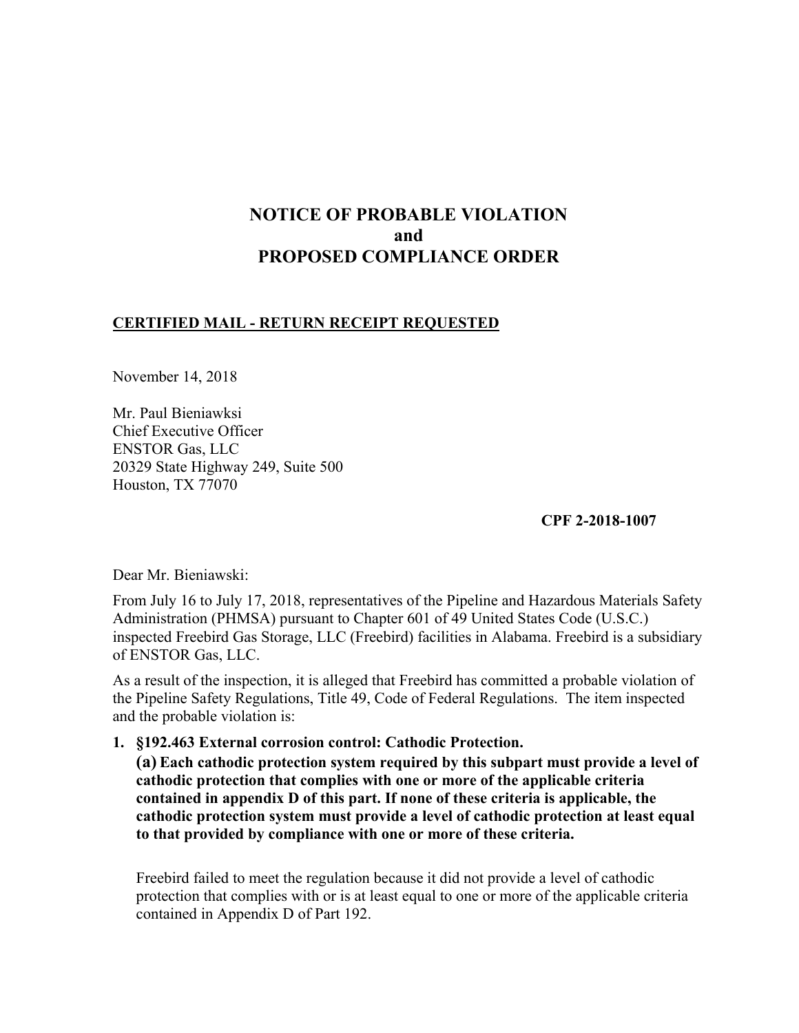# NOTICE OF PROBABLE VIOLATION
# and
# PROPOSED COMPLIANCE ORDER

**CERTIFIED MAIL - RETURN RECEIPT REQUESTED**

November 14, 2018

Mr. Paul Bieniawksi
Chief Executive Officer
ENSTOR Gas, LLC
20329 State Highway 249, Suite 500
Houston, TX 77070

**CPF 2-2018-1007**

Dear Mr. Bieniawski:

From July 16 to July 17, 2018, representatives of the Pipeline and Hazardous Materials Safety Administration (PHMSA) pursuant to Chapter 601 of 49 United States Code (U.S.C.) inspected Freebird Gas Storage, LLC (Freebird) facilities in Alabama. Freebird is a subsidiary of ENSTOR Gas, LLC.

As a result of the inspection, it is alleged that Freebird has committed a probable violation of the Pipeline Safety Regulations, Title 49, Code of Federal Regulations. The item inspected and the probable violation is:

1. **§192.463 External corrosion control: Cathodic Protection.**
   **(a) Each cathodic protection system required by this subpart must provide a level of cathodic protection that complies with one or more of the applicable criteria contained in appendix D of this part. If none of these criteria is applicable, the cathodic protection system must provide a level of cathodic protection at least equal to that provided by compliance with one or more of these criteria.**

   Freebird failed to meet the regulation because it did not provide a level of cathodic protection that complies with or is at least equal to one or more of the applicable criteria contained in Appendix D of Part 192.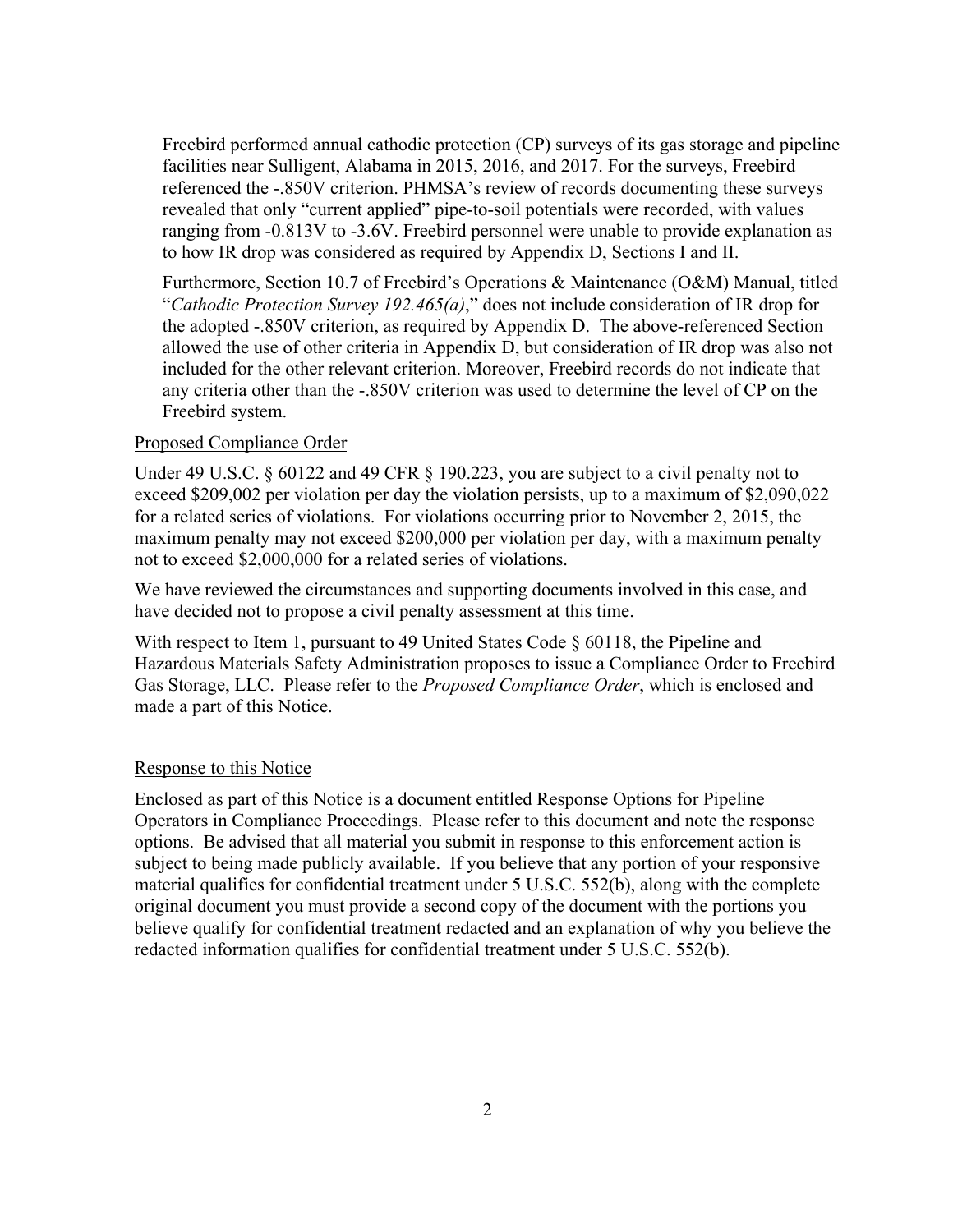Freebird performed annual cathodic protection (CP) surveys of its gas storage and pipeline facilities near Sulligent, Alabama in 2015, 2016, and 2017. For the surveys, Freebird referenced the -.850V criterion. PHMSA's review of records documenting these surveys revealed that only "current applied" pipe-to-soil potentials were recorded, with values ranging from -0.813V to -3.6V. Freebird personnel were unable to provide explanation as to how IR drop was considered as required by Appendix D, Sections I and II.

Furthermore, Section 10.7 of Freebird's Operations & Maintenance (O&M) Manual, titled "*Cathodic Protection Survey 192.465(a)*," does not include consideration of IR drop for the adopted -.850V criterion, as required by Appendix D. The above-referenced Section allowed the use of other criteria in Appendix D, but consideration of IR drop was also not included for the other relevant criterion. Moreover, Freebird records do not indicate that any criteria other than the -.850V criterion was used to determine the level of CP on the Freebird system.

## Proposed Compliance Order

Under 49 U.S.C. § 60122 and 49 CFR § 190.223, you are subject to a civil penalty not to exceed $209,002 per violation per day the violation persists, up to a maximum of $2,090,022 for a related series of violations. For violations occurring prior to November 2, 2015, the maximum penalty may not exceed $200,000 per violation per day, with a maximum penalty not to exceed $2,000,000 for a related series of violations.

We have reviewed the circumstances and supporting documents involved in this case, and have decided not to propose a civil penalty assessment at this time.

With respect to Item 1, pursuant to 49 United States Code § 60118, the Pipeline and Hazardous Materials Safety Administration proposes to issue a Compliance Order to Freebird Gas Storage, LLC. Please refer to the *Proposed Compliance Order*, which is enclosed and made a part of this Notice.

## Response to this Notice

Enclosed as part of this Notice is a document entitled Response Options for Pipeline Operators in Compliance Proceedings. Please refer to this document and note the response options. Be advised that all material you submit in response to this enforcement action is subject to being made publicly available. If you believe that any portion of your responsive material qualifies for confidential treatment under 5 U.S.C. 552(b), along with the complete original document you must provide a second copy of the document with the portions you believe qualify for confidential treatment redacted and an explanation of why you believe the redacted information qualifies for confidential treatment under 5 U.S.C. 552(b).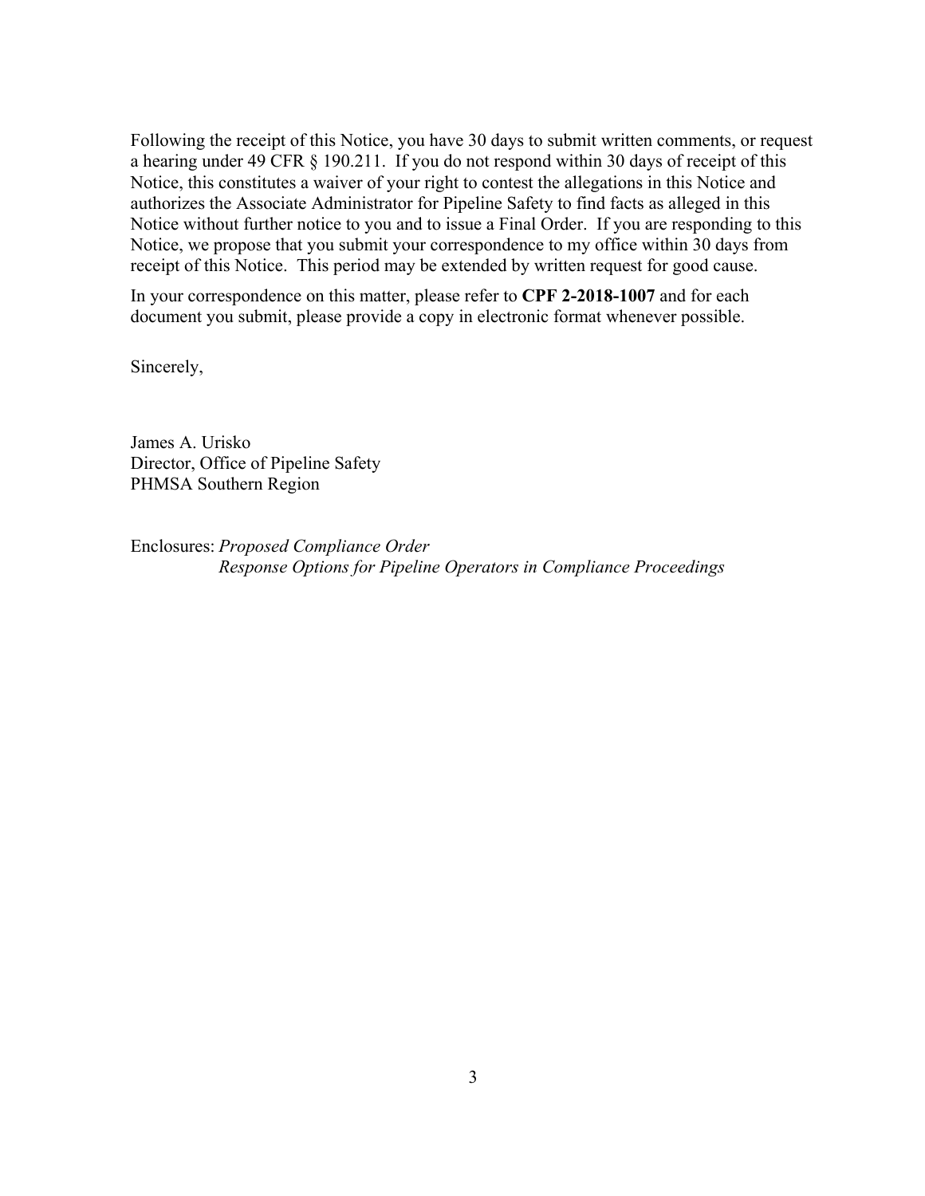Following the receipt of this Notice, you have 30 days to submit written comments, or request a hearing under 49 CFR § 190.211. If you do not respond within 30 days of receipt of this Notice, this constitutes a waiver of your right to contest the allegations in this Notice and authorizes the Associate Administrator for Pipeline Safety to find facts as alleged in this Notice without further notice to you and to issue a Final Order. If you are responding to this Notice, we propose that you submit your correspondence to my office within 30 days from receipt of this Notice. This period may be extended by written request for good cause.

In your correspondence on this matter, please refer to **CPF 2-2018-1007** and for each document you submit, please provide a copy in electronic format whenever possible.

Sincerely,

James A. Urisko
Director, Office of Pipeline Safety
PHMSA Southern Region

Enclosures: *Proposed Compliance Order*
*Response Options for Pipeline Operators in Compliance Proceedings*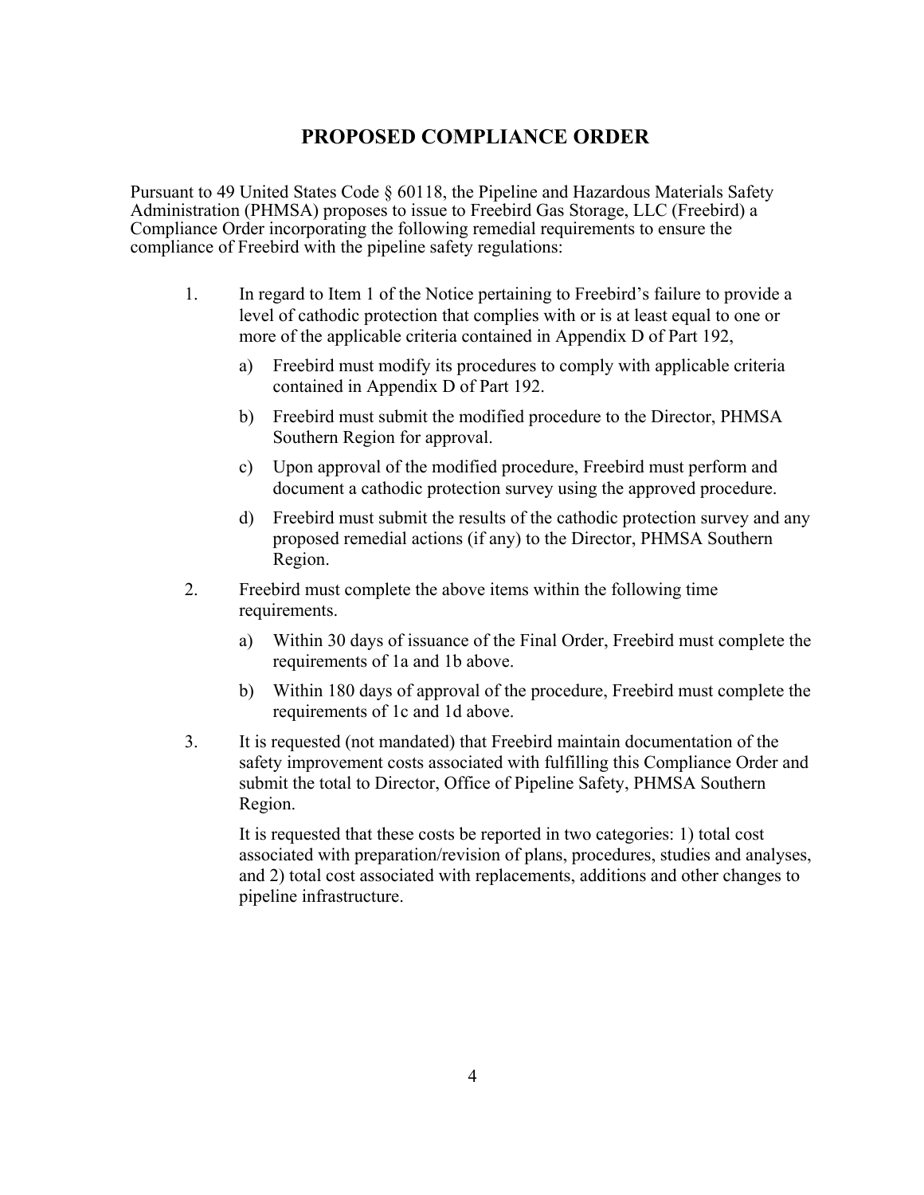## PROPOSED COMPLIANCE ORDER

Pursuant to 49 United States Code § 60118, the Pipeline and Hazardous Materials Safety Administration (PHMSA) proposes to issue to Freebird Gas Storage, LLC (Freebird) a Compliance Order incorporating the following remedial requirements to ensure the compliance of Freebird with the pipeline safety regulations:

1. In regard to Item 1 of the Notice pertaining to Freebird's failure to provide a level of cathodic protection that complies with or is at least equal to one or more of the applicable criteria contained in Appendix D of Part 192,

   a) Freebird must modify its procedures to comply with applicable criteria contained in Appendix D of Part 192.

   b) Freebird must submit the modified procedure to the Director, PHMSA Southern Region for approval.

   c) Upon approval of the modified procedure, Freebird must perform and document a cathodic protection survey using the approved procedure.

   d) Freebird must submit the results of the cathodic protection survey and any proposed remedial actions (if any) to the Director, PHMSA Southern Region.

2. Freebird must complete the above items within the following time requirements.

   a) Within 30 days of issuance of the Final Order, Freebird must complete the requirements of 1a and 1b above.

   b) Within 180 days of approval of the procedure, Freebird must complete the requirements of 1c and 1d above.

3. It is requested (not mandated) that Freebird maintain documentation of the safety improvement costs associated with fulfilling this Compliance Order and submit the total to Director, Office of Pipeline Safety, PHMSA Southern Region.

   It is requested that these costs be reported in two categories: 1) total cost associated with preparation/revision of plans, procedures, studies and analyses, and 2) total cost associated with replacements, additions and other changes to pipeline infrastructure.